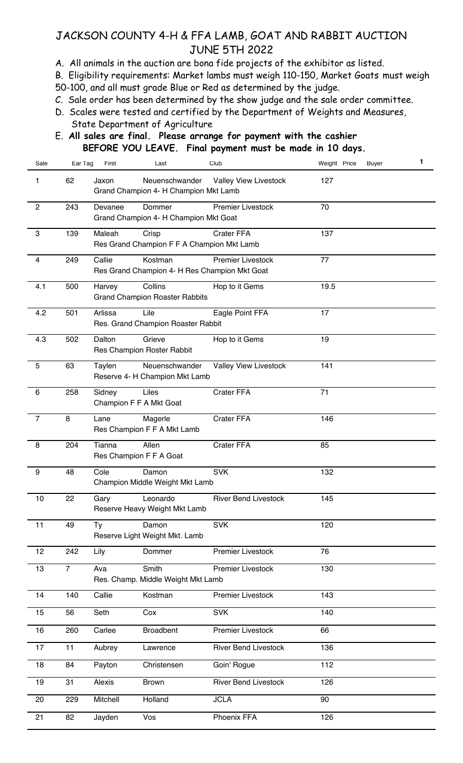# JACKSON COUNTY 4-H & FFA LAMB, GOAT AND RABBIT AUCTION

## JUNE 5TH 2022

A. All animals in the auction are bona fide projects of the exhibitor as listed.

B. Eligibility requirements: Market lambs must weigh 110-150, Market Goats must weigh 50-100, and all must grade Blue or Red as determined by the judge.

C. Sale order has been determined by the show judge and the sale order committee.

D. Scales were tested and certified by the Department of Weights and Measures, State Department of Agriculture

E. **All sales are final. Please arrange for payment with the cashier BEFORE YOU LEAVE. Final payment must be made in 10 days.**

| Sale | Ear Tag | First | Last | Club | Weight | Price | Buyer |
|---|---|---|---|---|---|---|---|
| 1 | 62 | Jaxon | Neuenschwander | Valley View Livestock | 127 | | |
| | | Grand Champion 4- H Champion Mkt Lamb | | | | | |
| 2 | 243 | Devanee | Dommer | Premier Livestock | 70 | | |
| | | Grand Champion 4- H Champion Mkt Goat | | | | | |
| 3 | 139 | Maleah | Crisp | Crater FFA | 137 | | |
| | | Res Grand Champion F F A Champion Mkt Lamb | | | | | |
| 4 | 249 | Callie | Kostman | Premier Livestock | 77 | | |
| | | Res Grand Champion 4- H Res Champion Mkt Goat | | | | | |
| 4.1 | 500 | Harvey | Collins | Hop to it Gems | 19.5 | | |
| | | Grand Champion Roaster Rabbits | | | | | |
| 4.2 | 501 | Arlissa | Lile | Eagle Point FFA | 17 | | |
| | | Res. Grand Champion Roaster Rabbit | | | | | |
| 4.3 | 502 | Dalton | Grieve | Hop to it Gems | 19 | | |
| | | Res Champion Roster Rabbit | | | | | |
| 5 | 63 | Taylen | Neuenschwander | Valley View Livestock | 141 | | |
| | | Reserve 4- H Champion Mkt Lamb | | | | | |
| 6 | 258 | Sidney | Liles | Crater FFA | 71 | | |
| | | Champion F F A Mkt Goat | | | | | |
| 7 | 8 | Lane | Magerle | Crater FFA | 146 | | |
| | | Res Champion F F A Mkt Lamb | | | | | |
| 8 | 204 | Tianna | Allen | Crater FFA | 85 | | |
| | | Res Champion F F A Goat | | | | | |
| 9 | 48 | Cole | Damon | SVK | 132 | | |
| | | Champion Middle Weight Mkt Lamb | | | | | |
| 10 | 22 | Gary | Leonardo | River Bend Livestock | 145 | | |
| | | Reserve Heavy Weight Mkt Lamb | | | | | |
| 11 | 49 | Ty | Damon | SVK | 120 | | |
| | | Reserve Light Weight Mkt. Lamb | | | | | |
| 12 | 242 | Lily | Dommer | Premier Livestock | 76 | | |
| 13 | 7 | Ava | Smith | Premier Livestock | 130 | | |
| | | Res. Champ. Middle Weight Mkt Lamb | | | | | |
| 14 | 140 | Callie | Kostman | Premier Livestock | 143 | | |
| 15 | 56 | Seth | Cox | SVK | 140 | | |
| 16 | 260 | Carlee | Broadbent | Premier Livestock | 66 | | |
| 17 | 11 | Aubrey | Lawrence | River Bend Livestock | 136 | | |
| 18 | 84 | Payton | Christensen | Goin' Rogue | 112 | | |
| 19 | 31 | Alexis | Brown | River Bend Livestock | 126 | | |
| 20 | 229 | Mitchell | Holland | JCLA | 90 | | |
| 21 | 82 | Jayden | Vos | Phoenix FFA | 126 | | |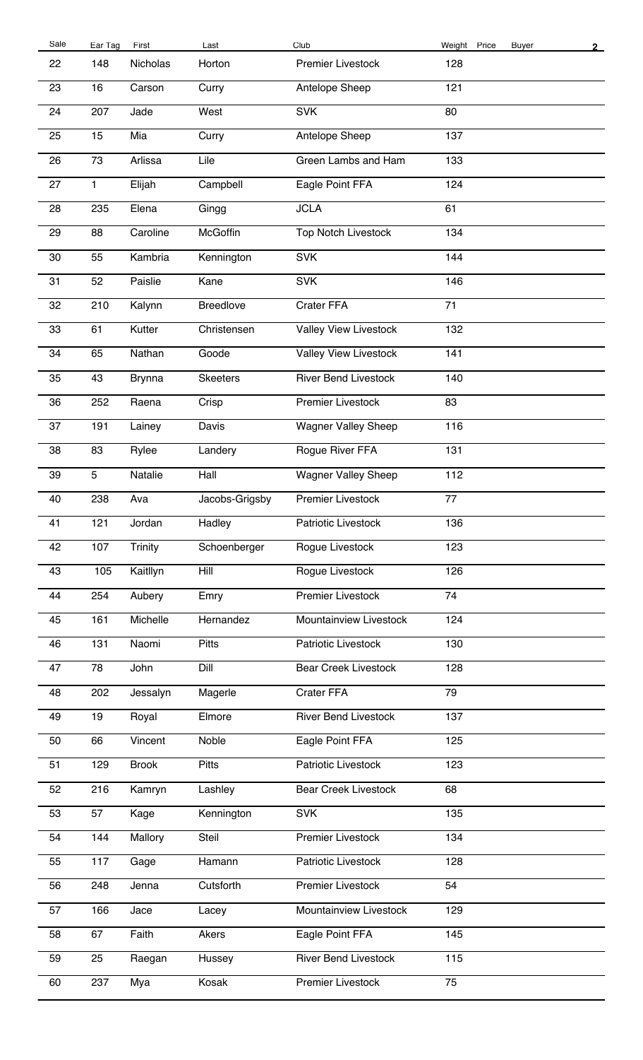| Sale | Ear Tag | First | Last | Club | Weight | Price | Buyer |
|---|---|---|---|---|---|---|---|
| 22 | 148 | Nicholas | Horton | Premier Livestock | 128 | | |
| 23 | 16 | Carson | Curry | Antelope Sheep | 121 | | |
| 24 | 207 | Jade | West | SVK | 80 | | |
| 25 | 15 | Mia | Curry | Antelope Sheep | 137 | | |
| 26 | 73 | Arlissa | Lile | Green Lambs and Ham | 133 | | |
| 27 | 1 | Elijah | Campbell | Eagle Point FFA | 124 | | |
| 28 | 235 | Elena | Gingg | JCLA | 61 | | |
| 29 | 88 | Caroline | McGoffin | Top Notch Livestock | 134 | | |
| 30 | 55 | Kambria | Kennington | SVK | 144 | | |
| 31 | 52 | Paislie | Kane | SVK | 146 | | |
| 32 | 210 | Kalynn | Breedlove | Crater FFA | 71 | | |
| 33 | 61 | Kutter | Christensen | Valley View Livestock | 132 | | |
| 34 | 65 | Nathan | Goode | Valley View Livestock | 141 | | |
| 35 | 43 | Brynna | Skeeters | River Bend Livestock | 140 | | |
| 36 | 252 | Raena | Crisp | Premier Livestock | 83 | | |
| 37 | 191 | Lainey | Davis | Wagner Valley Sheep | 116 | | |
| 38 | 83 | Rylee | Landery | Rogue River FFA | 131 | | |
| 39 | 5 | Natalie | Hall | Wagner Valley Sheep | 112 | | |
| 40 | 238 | Ava | Jacobs-Grigsby | Premier Livestock | 77 | | |
| 41 | 121 | Jordan | Hadley | Patriotic Livestock | 136 | | |
| 42 | 107 | Trinity | Schoenberger | Rogue Livestock | 123 | | |
| 43 | 105 | Kaitllyn | Hill | Rogue Livestock | 126 | | |
| 44 | 254 | Aubery | Emry | Premier Livestock | 74 | | |
| 45 | 161 | Michelle | Hernandez | Mountainview Livestock | 124 | | |
| 46 | 131 | Naomi | Pitts | Patriotic Livestock | 130 | | |
| 47 | 78 | John | Dill | Bear Creek Livestock | 128 | | |
| 48 | 202 | Jessalyn | Magerle | Crater FFA | 79 | | |
| 49 | 19 | Royal | Elmore | River Bend Livestock | 137 | | |
| 50 | 66 | Vincent | Noble | Eagle Point FFA | 125 | | |
| 51 | 129 | Brook | Pitts | Patriotic Livestock | 123 | | |
| 52 | 216 | Kamryn | Lashley | Bear Creek Livestock | 68 | | |
| 53 | 57 | Kage | Kennington | SVK | 135 | | |
| 54 | 144 | Mallory | Steil | Premier Livestock | 134 | | |
| 55 | 117 | Gage | Hamann | Patriotic Livestock | 128 | | |
| 56 | 248 | Jenna | Cutsforth | Premier Livestock | 54 | | |
| 57 | 166 | Jace | Lacey | Mountainview Livestock | 129 | | |
| 58 | 67 | Faith | Akers | Eagle Point FFA | 145 | | |
| 59 | 25 | Raegan | Hussey | River Bend Livestock | 115 | | |
| 60 | 237 | Mya | Kosak | Premier Livestock | 75 | | |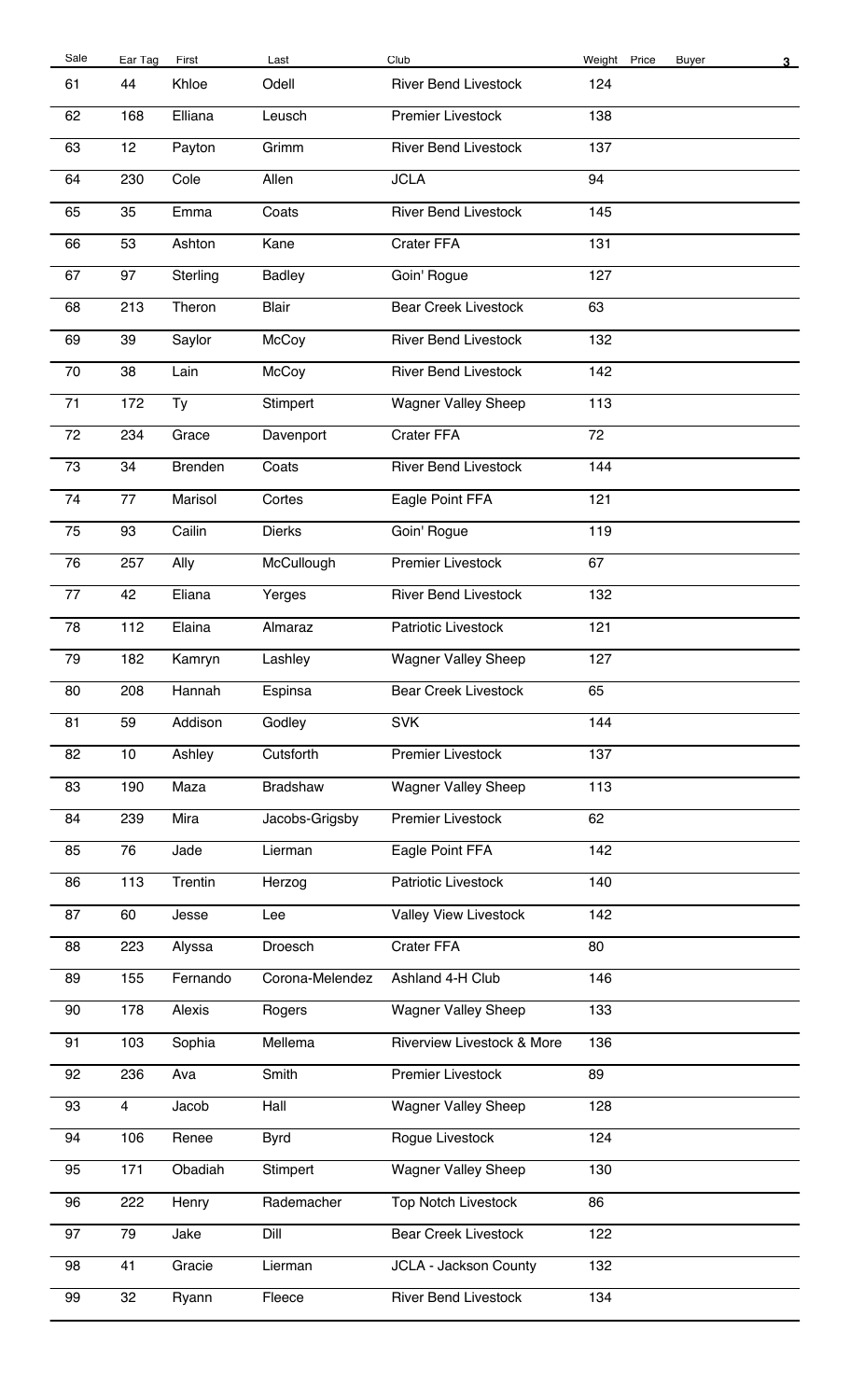| Sale | Ear Tag | First | Last | Club | Weight | Price | Buyer |
|---|---|---|---|---|---|---|---|
| 61 | 44 | Khloe | Odell | River Bend Livestock | 124 | | |
| 62 | 168 | Elliana | Leusch | Premier Livestock | 138 | | |
| 63 | 12 | Payton | Grimm | River Bend Livestock | 137 | | |
| 64 | 230 | Cole | Allen | JCLA | 94 | | |
| 65 | 35 | Emma | Coats | River Bend Livestock | 145 | | |
| 66 | 53 | Ashton | Kane | Crater FFA | 131 | | |
| 67 | 97 | Sterling | Badley | Goin' Rogue | 127 | | |
| 68 | 213 | Theron | Blair | Bear Creek Livestock | 63 | | |
| 69 | 39 | Saylor | McCoy | River Bend Livestock | 132 | | |
| 70 | 38 | Lain | McCoy | River Bend Livestock | 142 | | |
| 71 | 172 | Ty | Stimpert | Wagner Valley Sheep | 113 | | |
| 72 | 234 | Grace | Davenport | Crater FFA | 72 | | |
| 73 | 34 | Brenden | Coats | River Bend Livestock | 144 | | |
| 74 | 77 | Marisol | Cortes | Eagle Point FFA | 121 | | |
| 75 | 93 | Cailin | Dierks | Goin' Rogue | 119 | | |
| 76 | 257 | Ally | McCullough | Premier Livestock | 67 | | |
| 77 | 42 | Eliana | Yerges | River Bend Livestock | 132 | | |
| 78 | 112 | Elaina | Almaraz | Patriotic Livestock | 121 | | |
| 79 | 182 | Kamryn | Lashley | Wagner Valley Sheep | 127 | | |
| 80 | 208 | Hannah | Espinsa | Bear Creek Livestock | 65 | | |
| 81 | 59 | Addison | Godley | SVK | 144 | | |
| 82 | 10 | Ashley | Cutsforth | Premier Livestock | 137 | | |
| 83 | 190 | Maza | Bradshaw | Wagner Valley Sheep | 113 | | |
| 84 | 239 | Mira | Jacobs-Grigsby | Premier Livestock | 62 | | |
| 85 | 76 | Jade | Lierman | Eagle Point FFA | 142 | | |
| 86 | 113 | Trentin | Herzog | Patriotic Livestock | 140 | | |
| 87 | 60 | Jesse | Lee | Valley View Livestock | 142 | | |
| 88 | 223 | Alyssa | Droesch | Crater FFA | 80 | | |
| 89 | 155 | Fernando | Corona-Melendez | Ashland 4-H Club | 146 | | |
| 90 | 178 | Alexis | Rogers | Wagner Valley Sheep | 133 | | |
| 91 | 103 | Sophia | Mellema | Riverview Livestock & More | 136 | | |
| 92 | 236 | Ava | Smith | Premier Livestock | 89 | | |
| 93 | 4 | Jacob | Hall | Wagner Valley Sheep | 128 | | |
| 94 | 106 | Renee | Byrd | Rogue Livestock | 124 | | |
| 95 | 171 | Obadiah | Stimpert | Wagner Valley Sheep | 130 | | |
| 96 | 222 | Henry | Rademacher | Top Notch Livestock | 86 | | |
| 97 | 79 | Jake | Dill | Bear Creek Livestock | 122 | | |
| 98 | 41 | Gracie | Lierman | JCLA - Jackson County | 132 | | |
| 99 | 32 | Ryann | Fleece | River Bend Livestock | 134 | | |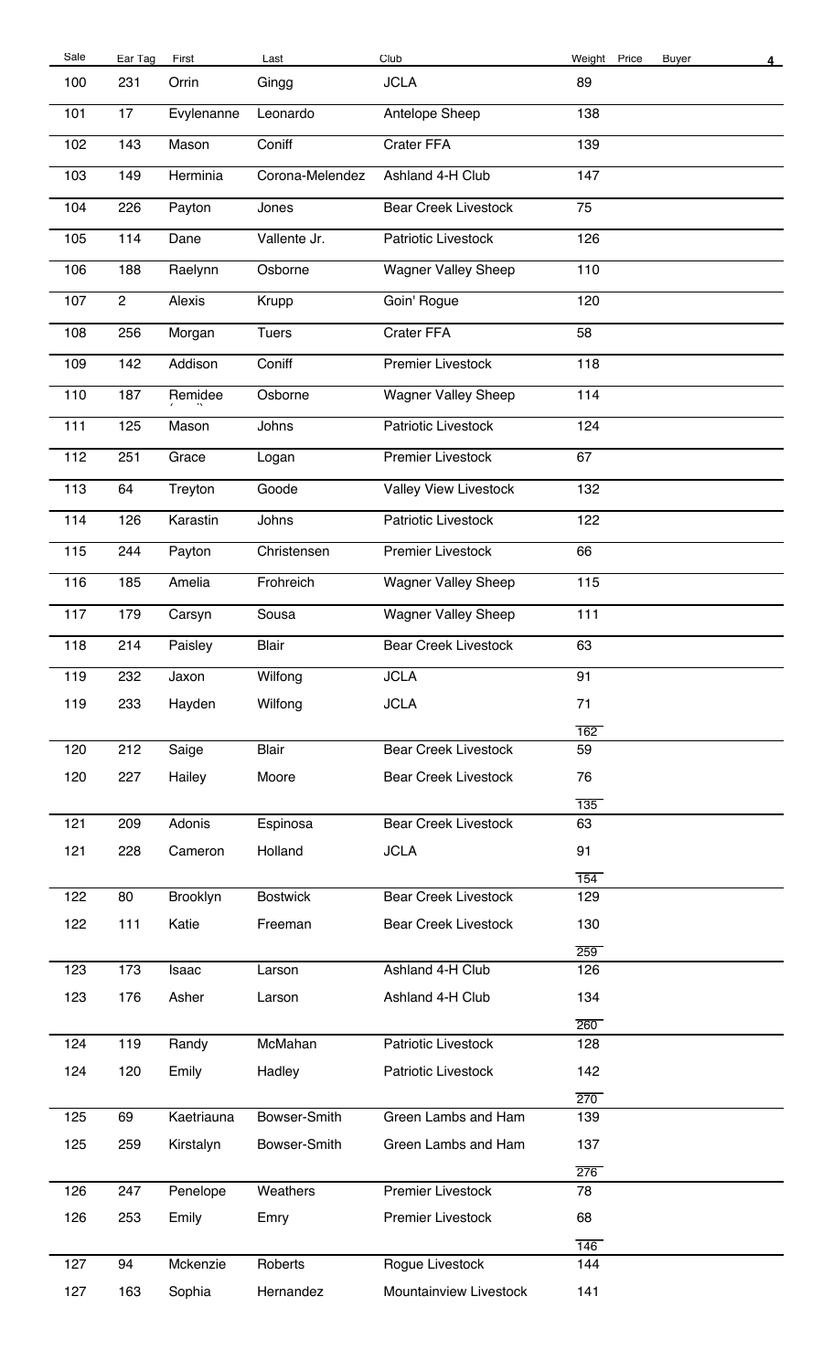| Sale | Ear Tag | First | Last | Club | Weight | Price | Buyer |
|---|---|---|---|---|---|---|---|
| 100 | 231 | Orrin | Gingg | JCLA | 89 | | |
| 101 | 17 | Evylenanne | Leonardo | Antelope Sheep | 138 | | |
| 102 | 143 | Mason | Coniff | Crater FFA | 139 | | |
| 103 | 149 | Herminia | Corona-Melendez | Ashland 4-H Club | 147 | | |
| 104 | 226 | Payton | Jones | Bear Creek Livestock | 75 | | |
| 105 | 114 | Dane | Vallente Jr. | Patriotic Livestock | 126 | | |
| 106 | 188 | Raelynn | Osborne | Wagner Valley Sheep | 110 | | |
| 107 | 2 | Alexis | Krupp | Goin' Rogue | 120 | | |
| 108 | 256 | Morgan | Tuers | Crater FFA | 58 | | |
| 109 | 142 | Addison | Coniff | Premier Livestock | 118 | | |
| 110 | 187 | Remidee | Osborne | Wagner Valley Sheep | 114 | | |
| 111 | 125 | Mason | Johns | Patriotic Livestock | 124 | | |
| 112 | 251 | Grace | Logan | Premier Livestock | 67 | | |
| 113 | 64 | Treyton | Goode | Valley View Livestock | 132 | | |
| 114 | 126 | Karastin | Johns | Patriotic Livestock | 122 | | |
| 115 | 244 | Payton | Christensen | Premier Livestock | 66 | | |
| 116 | 185 | Amelia | Frohreich | Wagner Valley Sheep | 115 | | |
| 117 | 179 | Carsyn | Sousa | Wagner Valley Sheep | 111 | | |
| 118 | 214 | Paisley | Blair | Bear Creek Livestock | 63 | | |
| 119 | 232 | Jaxon | Wilfong | JCLA | 91 | | |
| 119 | 233 | Hayden | Wilfong | JCLA | 71 | | |
| | | | | | 162 | | |
| 120 | 212 | Saige | Blair | Bear Creek Livestock | 59 | | |
| 120 | 227 | Hailey | Moore | Bear Creek Livestock | 76 | | |
| | | | | | 135 | | |
| 121 | 209 | Adonis | Espinosa | Bear Creek Livestock | 63 | | |
| 121 | 228 | Cameron | Holland | JCLA | 91 | | |
| | | | | | 154 | | |
| 122 | 80 | Brooklyn | Bostwick | Bear Creek Livestock | 129 | | |
| 122 | 111 | Katie | Freeman | Bear Creek Livestock | 130 | | |
| | | | | | 259 | | |
| 123 | 173 | Isaac | Larson | Ashland 4-H Club | 126 | | |
| 123 | 176 | Asher | Larson | Ashland 4-H Club | 134 | | |
| | | | | | 260 | | |
| 124 | 119 | Randy | McMahan | Patriotic Livestock | 128 | | |
| 124 | 120 | Emily | Hadley | Patriotic Livestock | 142 | | |
| | | | | | 270 | | |
| 125 | 69 | Kaetriauna | Bowser-Smith | Green Lambs and Ham | 139 | | |
| 125 | 259 | Kirstalyn | Bowser-Smith | Green Lambs and Ham | 137 | | |
| | | | | | 276 | | |
| 126 | 247 | Penelope | Weathers | Premier Livestock | 78 | | |
| 126 | 253 | Emily | Emry | Premier Livestock | 68 | | |
| | | | | | 146 | | |
| 127 | 94 | Mckenzie | Roberts | Rogue Livestock | 144 | | |
| 127 | 163 | Sophia | Hernandez | Mountainview Livestock | 141 | | |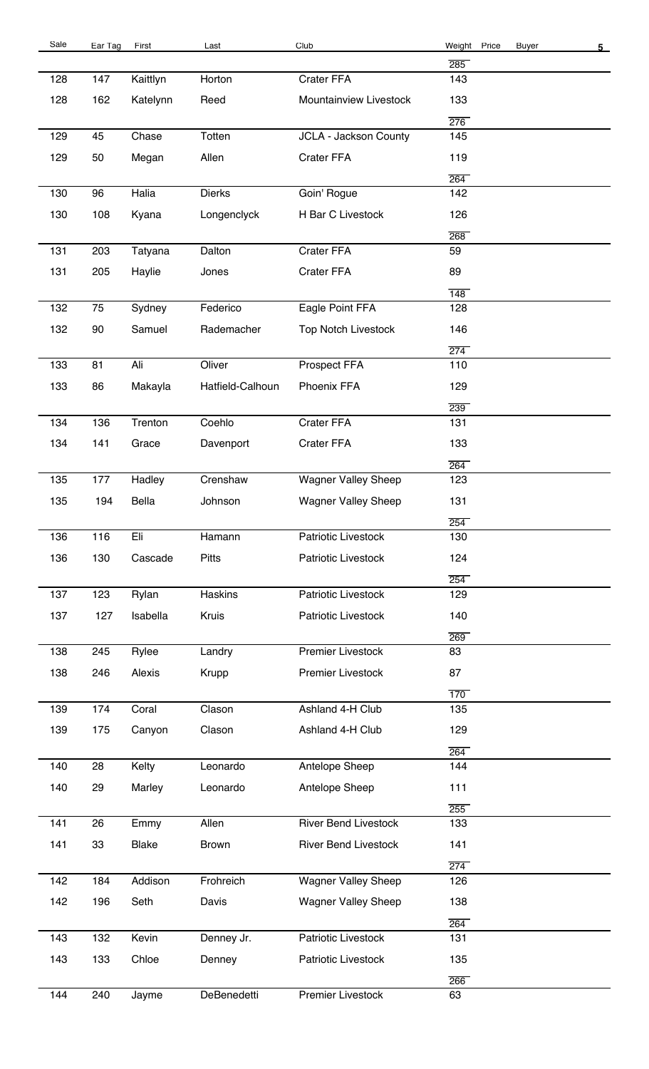| Sale | Ear Tag | First | Last | Club | Weight | Price | Buyer |
|---|---|---|---|---|---|---|---|
| | | | | | 285 | | |
| 128 | 147 | Kaittlyn | Horton | Crater FFA | 143 | | |
| 128 | 162 | Katelynn | Reed | Mountainview Livestock | 133 | | |
| | | | | | 276 | | |
| 129 | 45 | Chase | Totten | JCLA - Jackson County | 145 | | |
| 129 | 50 | Megan | Allen | Crater FFA | 119 | | |
| | | | | | 264 | | |
| 130 | 96 | Halia | Dierks | Goin' Rogue | 142 | | |
| 130 | 108 | Kyana | Longenclyck | H Bar C Livestock | 126 | | |
| | | | | | 268 | | |
| 131 | 203 | Tatyana | Dalton | Crater FFA | 59 | | |
| 131 | 205 | Haylie | Jones | Crater FFA | 89 | | |
| | | | | | 148 | | |
| 132 | 75 | Sydney | Federico | Eagle Point FFA | 128 | | |
| 132 | 90 | Samuel | Rademacher | Top Notch Livestock | 146 | | |
| | | | | | 274 | | |
| 133 | 81 | Ali | Oliver | Prospect FFA | 110 | | |
| 133 | 86 | Makayla | Hatfield-Calhoun | Phoenix FFA | 129 | | |
| | | | | | 239 | | |
| 134 | 136 | Trenton | Coehlo | Crater FFA | 131 | | |
| 134 | 141 | Grace | Davenport | Crater FFA | 133 | | |
| | | | | | 264 | | |
| 135 | 177 | Hadley | Crenshaw | Wagner Valley Sheep | 123 | | |
| 135 | 194 | Bella | Johnson | Wagner Valley Sheep | 131 | | |
| | | | | | 254 | | |
| 136 | 116 | Eli | Hamann | Patriotic Livestock | 130 | | |
| 136 | 130 | Cascade | Pitts | Patriotic Livestock | 124 | | |
| | | | | | 254 | | |
| 137 | 123 | Rylan | Haskins | Patriotic Livestock | 129 | | |
| 137 | 127 | Isabella | Kruis | Patriotic Livestock | 140 | | |
| | | | | | 269 | | |
| 138 | 245 | Rylee | Landry | Premier Livestock | 83 | | |
| 138 | 246 | Alexis | Krupp | Premier Livestock | 87 | | |
| | | | | | 170 | | |
| 139 | 174 | Coral | Clason | Ashland 4-H Club | 135 | | |
| 139 | 175 | Canyon | Clason | Ashland 4-H Club | 129 | | |
| | | | | | 264 | | |
| 140 | 28 | Kelty | Leonardo | Antelope Sheep | 144 | | |
| 140 | 29 | Marley | Leonardo | Antelope Sheep | 111 | | |
| | | | | | 255 | | |
| 141 | 26 | Emmy | Allen | River Bend Livestock | 133 | | |
| 141 | 33 | Blake | Brown | River Bend Livestock | 141 | | |
| | | | | | 274 | | |
| 142 | 184 | Addison | Frohreich | Wagner Valley Sheep | 126 | | |
| 142 | 196 | Seth | Davis | Wagner Valley Sheep | 138 | | |
| | | | | | 264 | | |
| 143 | 132 | Kevin | Denney Jr. | Patriotic Livestock | 131 | | |
| 143 | 133 | Chloe | Denney | Patriotic Livestock | 135 | | |
| | | | | | 266 | | |
| 144 | 240 | Jayme | DeBenedetti | Premier Livestock | 63 | | |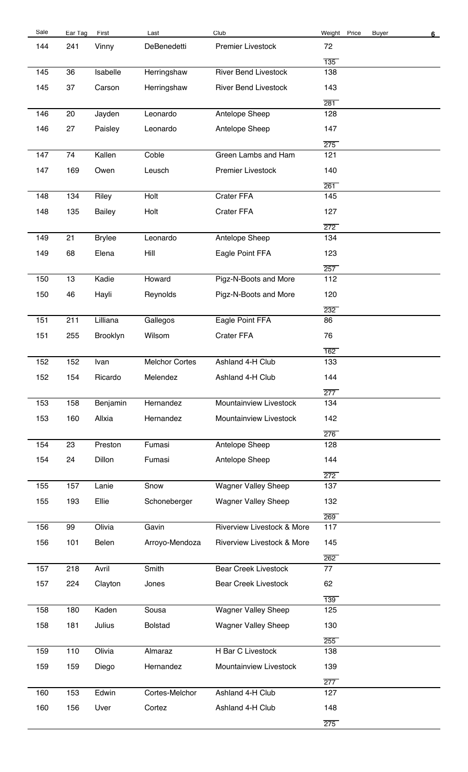| Sale | Ear Tag | First | Last | Club | Weight | Price | Buyer |
|---|---|---|---|---|---|---|---|
| 144 | 241 | Vinny | DeBenedetti | Premier Livestock | 72 | | |
| | | | | | 135 | | |
| 145 | 36 | Isabelle | Herringshaw | River Bend Livestock | 138 | | |
| 145 | 37 | Carson | Herringshaw | River Bend Livestock | 143 | | |
| | | | | | 281 | | |
| 146 | 20 | Jayden | Leonardo | Antelope Sheep | 128 | | |
| 146 | 27 | Paisley | Leonardo | Antelope Sheep | 147 | | |
| | | | | | 275 | | |
| 147 | 74 | Kallen | Coble | Green Lambs and Ham | 121 | | |
| 147 | 169 | Owen | Leusch | Premier Livestock | 140 | | |
| | | | | | 261 | | |
| 148 | 134 | Riley | Holt | Crater FFA | 145 | | |
| 148 | 135 | Bailey | Holt | Crater FFA | 127 | | |
| | | | | | 272 | | |
| 149 | 21 | Brylee | Leonardo | Antelope Sheep | 134 | | |
| 149 | 68 | Elena | Hill | Eagle Point FFA | 123 | | |
| | | | | | 257 | | |
| 150 | 13 | Kadie | Howard | Pigz-N-Boots and More | 112 | | |
| 150 | 46 | Hayli | Reynolds | Pigz-N-Boots and More | 120 | | |
| | | | | | 232 | | |
| 151 | 211 | Lilliana | Gallegos | Eagle Point FFA | 86 | | |
| 151 | 255 | Brooklyn | Wilsom | Crater FFA | 76 | | |
| | | | | | 162 | | |
| 152 | 152 | Ivan | Melchor Cortes | Ashland 4-H Club | 133 | | |
| 152 | 154 | Ricardo | Melendez | Ashland 4-H Club | 144 | | |
| | | | | | 277 | | |
| 153 | 158 | Benjamin | Hernandez | Mountainview Livestock | 134 | | |
| 153 | 160 | Allxia | Hernandez | Mountainview Livestock | 142 | | |
| | | | | | 276 | | |
| 154 | 23 | Preston | Fumasi | Antelope Sheep | 128 | | |
| 154 | 24 | Dillon | Fumasi | Antelope Sheep | 144 | | |
| | | | | | 272 | | |
| 155 | 157 | Lanie | Snow | Wagner Valley Sheep | 137 | | |
| 155 | 193 | Ellie | Schoneberger | Wagner Valley Sheep | 132 | | |
| | | | | | 269 | | |
| 156 | 99 | Olivia | Gavin | Riverview Livestock & More | 117 | | |
| 156 | 101 | Belen | Arroyo-Mendoza | Riverview Livestock & More | 145 | | |
| | | | | | 262 | | |
| 157 | 218 | Avril | Smith | Bear Creek Livestock | 77 | | |
| 157 | 224 | Clayton | Jones | Bear Creek Livestock | 62 | | |
| | | | | | 139 | | |
| 158 | 180 | Kaden | Sousa | Wagner Valley Sheep | 125 | | |
| 158 | 181 | Julius | Bolstad | Wagner Valley Sheep | 130 | | |
| | | | | | 255 | | |
| 159 | 110 | Olivia | Almaraz | H Bar C Livestock | 138 | | |
| 159 | 159 | Diego | Hernandez | Mountainview Livestock | 139 | | |
| | | | | | 277 | | |
| 160 | 153 | Edwin | Cortes-Melchor | Ashland 4-H Club | 127 | | |
| 160 | 156 | Uver | Cortez | Ashland 4-H Club | 148 | | |
| | | | | | 275 | | |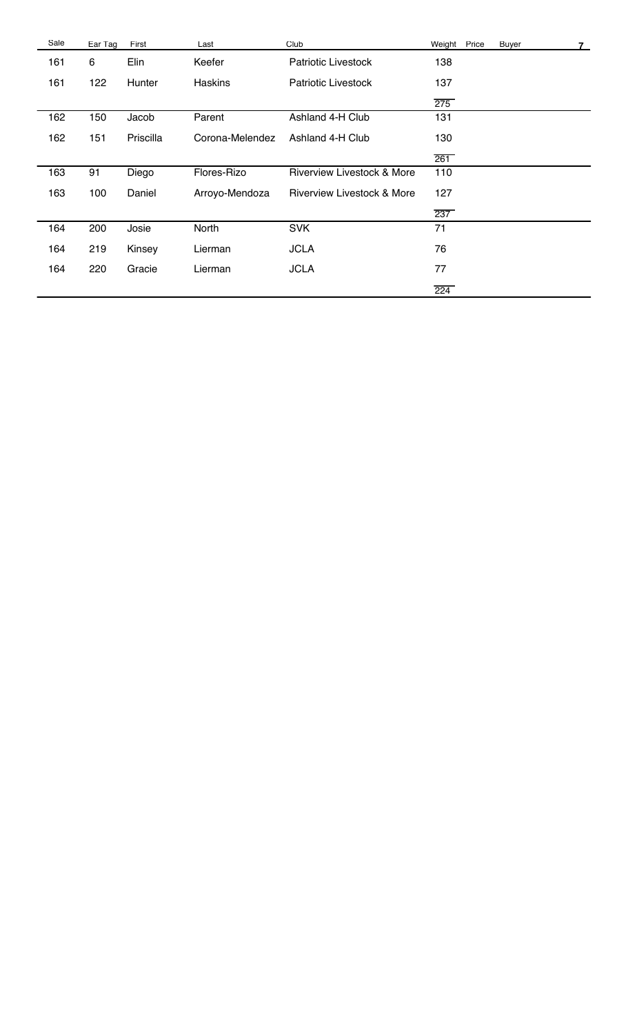| Sale | Ear Tag | First | Last | Club | Weight | Price | Buyer |
|---|---|---|---|---|---|---|---|
| 161 | 6 | Elin | Keefer | Patriotic Livestock | 138 | | |
| 161 | 122 | Hunter | Haskins | Patriotic Livestock | 137 | | |
| | | | | | 275 | | |
| 162 | 150 | Jacob | Parent | Ashland 4-H Club | 131 | | |
| 162 | 151 | Priscilla | Corona-Melendez | Ashland 4-H Club | 130 | | |
| | | | | | 261 | | |
| 163 | 91 | Diego | Flores-Rizo | Riverview Livestock & More | 110 | | |
| 163 | 100 | Daniel | Arroyo-Mendoza | Riverview Livestock & More | 127 | | |
| | | | | | 237 | | |
| 164 | 200 | Josie | North | SVK | 71 | | |
| 164 | 219 | Kinsey | Lierman | JCLA | 76 | | |
| 164 | 220 | Gracie | Lierman | JCLA | 77 | | |
| | | | | | 224 | | |